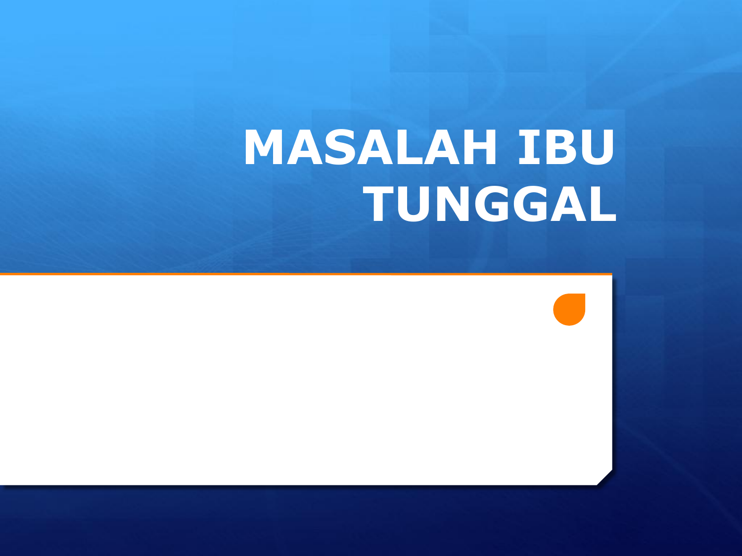# MASALAH IBU TUNGGAL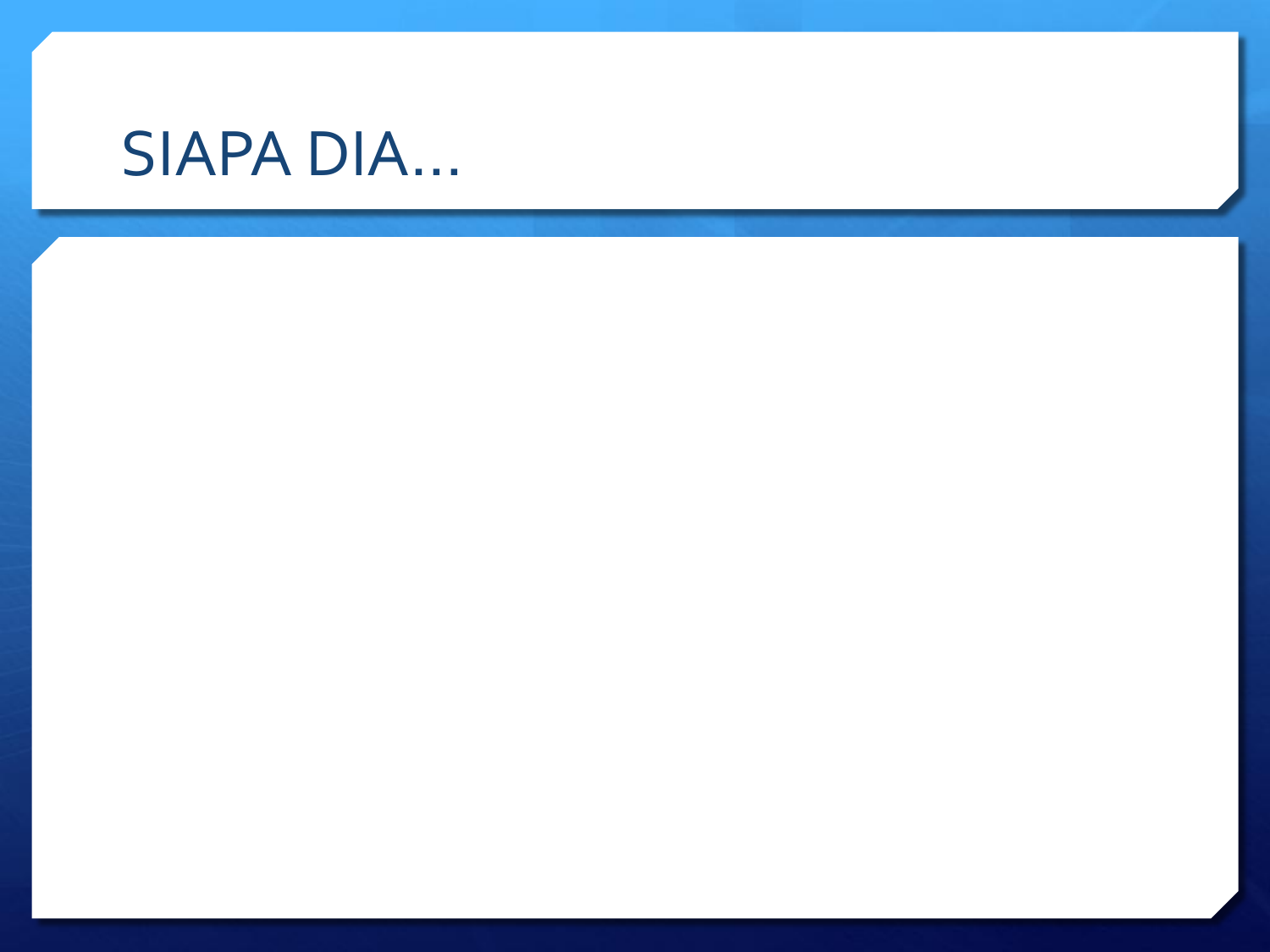# SIAPA DIA…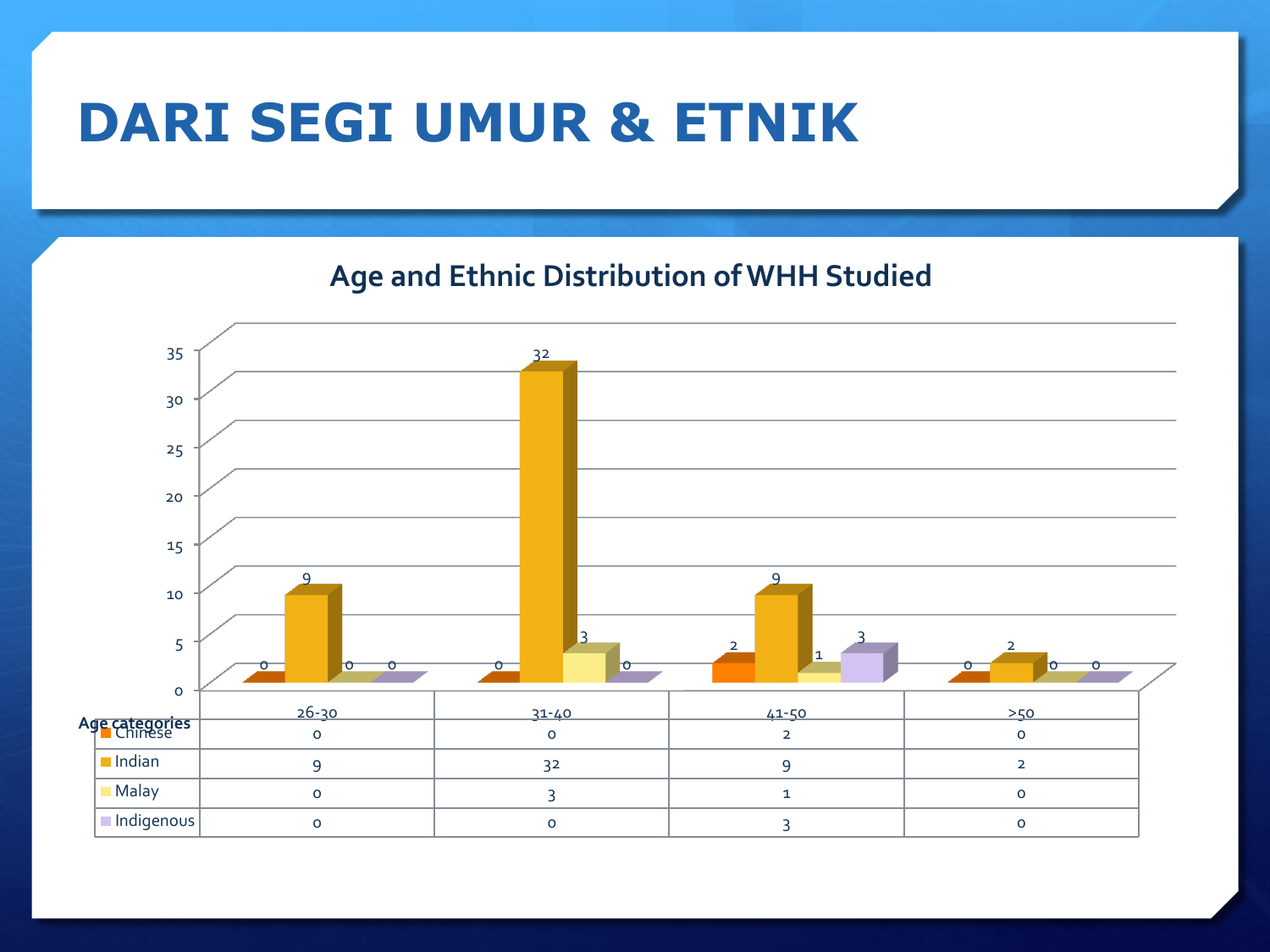# DARI SEGI UMUR & ETNIK

## Age and Ethnic Distribution of WHH Studied

| Age categories | 26-30 | 31-40 | 41-50 | >50 |
|---|---|---|---|---|
| Chinese | 0 | 0 | 2 | 0 |
| Indian | 9 | 32 | 9 | 2 |
| Malay | 0 | 3 | 1 | 0 |
| Indigenous | 0 | 0 | 3 | 0 |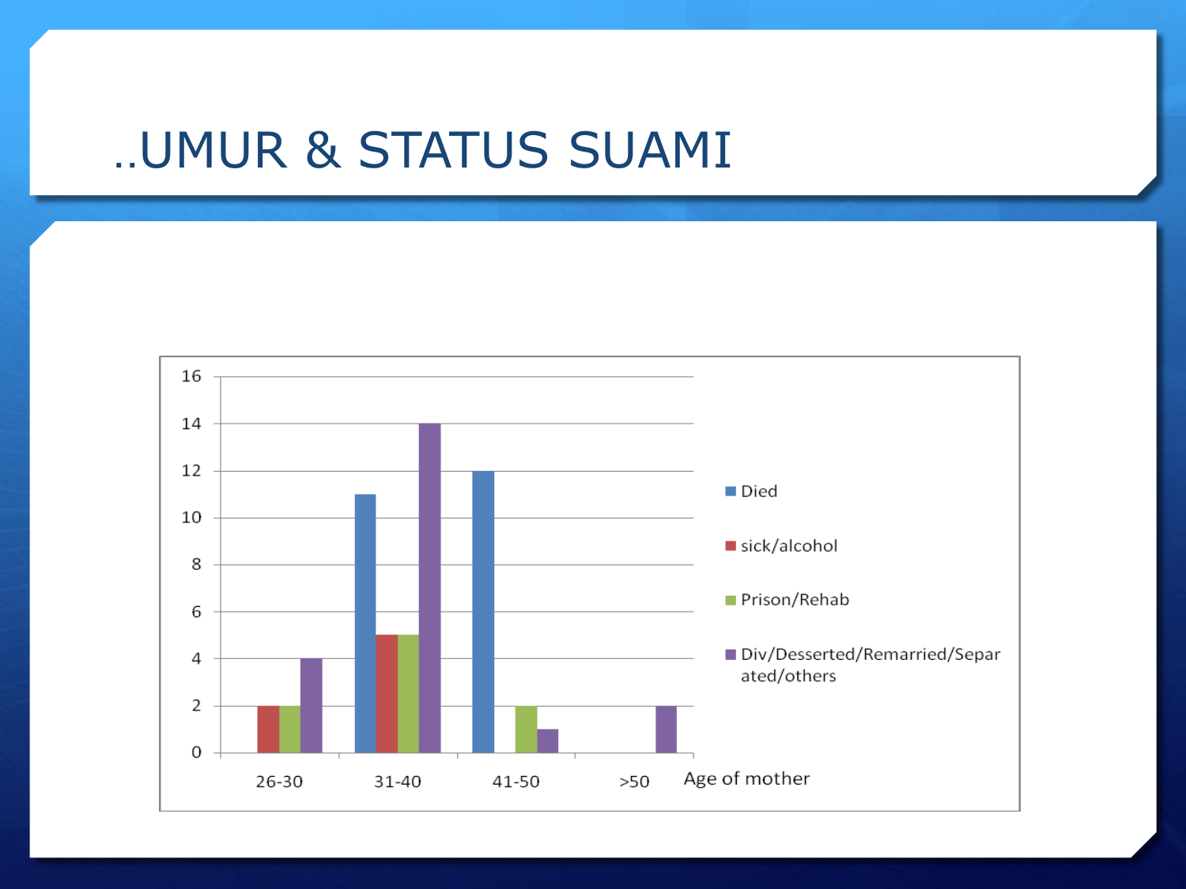# ..UMUR & STATUS SUAMI

| Age of mother | Died | sick/alcohol | Prison/Rehab | Div/Desserted/Remarried/Separated/others |
|---|---|---|---|---|
| 26-30 | 0 | 2 | 2 | 4 |
| 31-40 | 11 | 5 | 5 | 14 |
| 41-50 | 12 | 0 | 2 | 1 |
| >50 | 0 | 0 | 0 | 2 |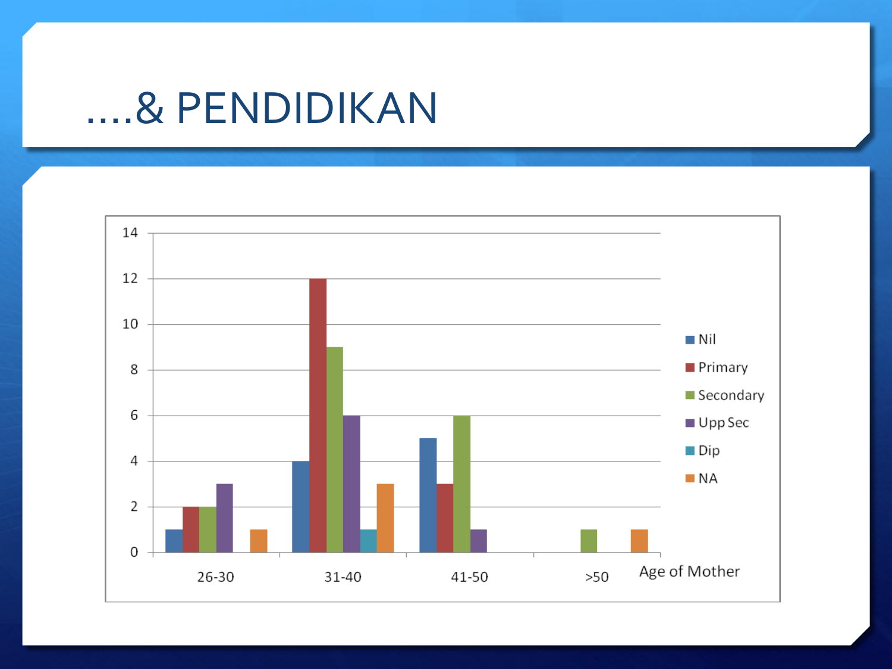# ....& PENDIDIKAN

| Age of Mother | Nil | Primary | Secondary | Upp Sec | Dip | NA |
|---|---|---|---|---|---|---|
| 26-30 | 1 | 2 | 2 | 3 | 0 | 1 |
| 31-40 | 4 | 12 | 9 | 6 | 1 | 3 |
| 41-50 | 5 | 3 | 6 | 1 | 0 | 0 |
| >50 | 0 | 0 | 1 | 0 | 0 | 1 |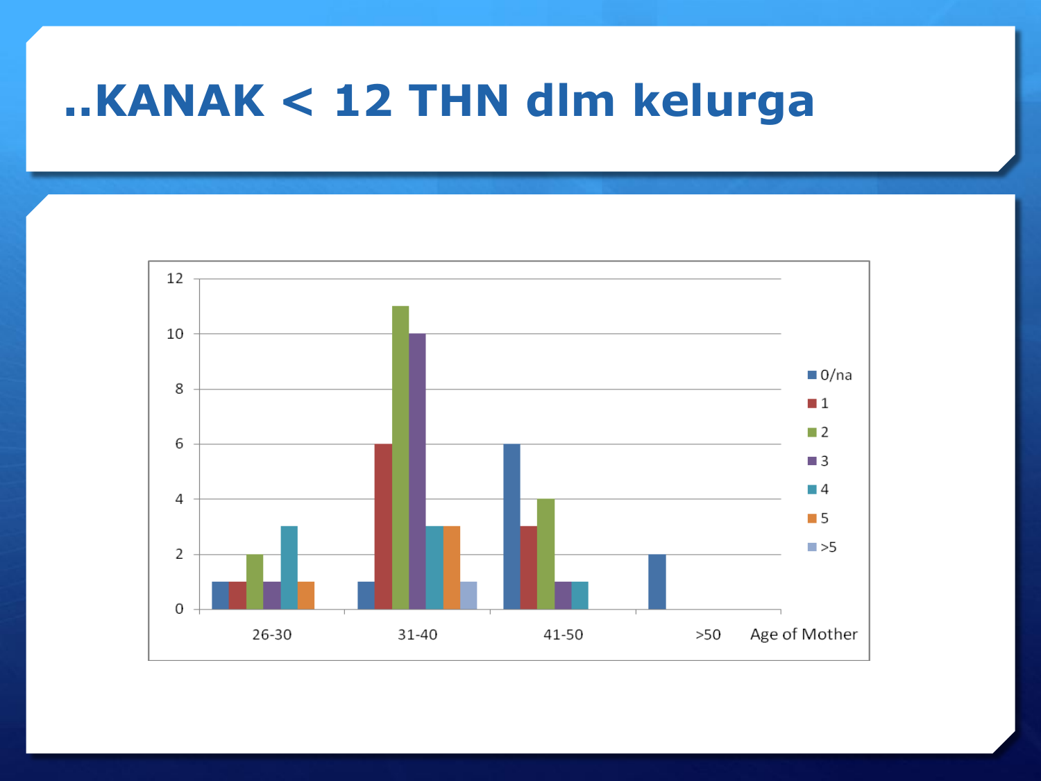# ..KANAK < 12 THN dlm kelurga

| Age of Mother | 0/na | 1 | 2 | 3 | 4 | 5 | >5 |
|---|---|---|---|---|---|---|---|
| 26-30 | 1 | 1 | 2 | 1 | 3 | 1 | |
| 31-40 | 1 | 6 | 11 | 10 | 3 | 3 | 1 |
| 41-50 | 6 | 3 | 4 | 1 | 1 | | |
| >50 | 2 | | | | | | |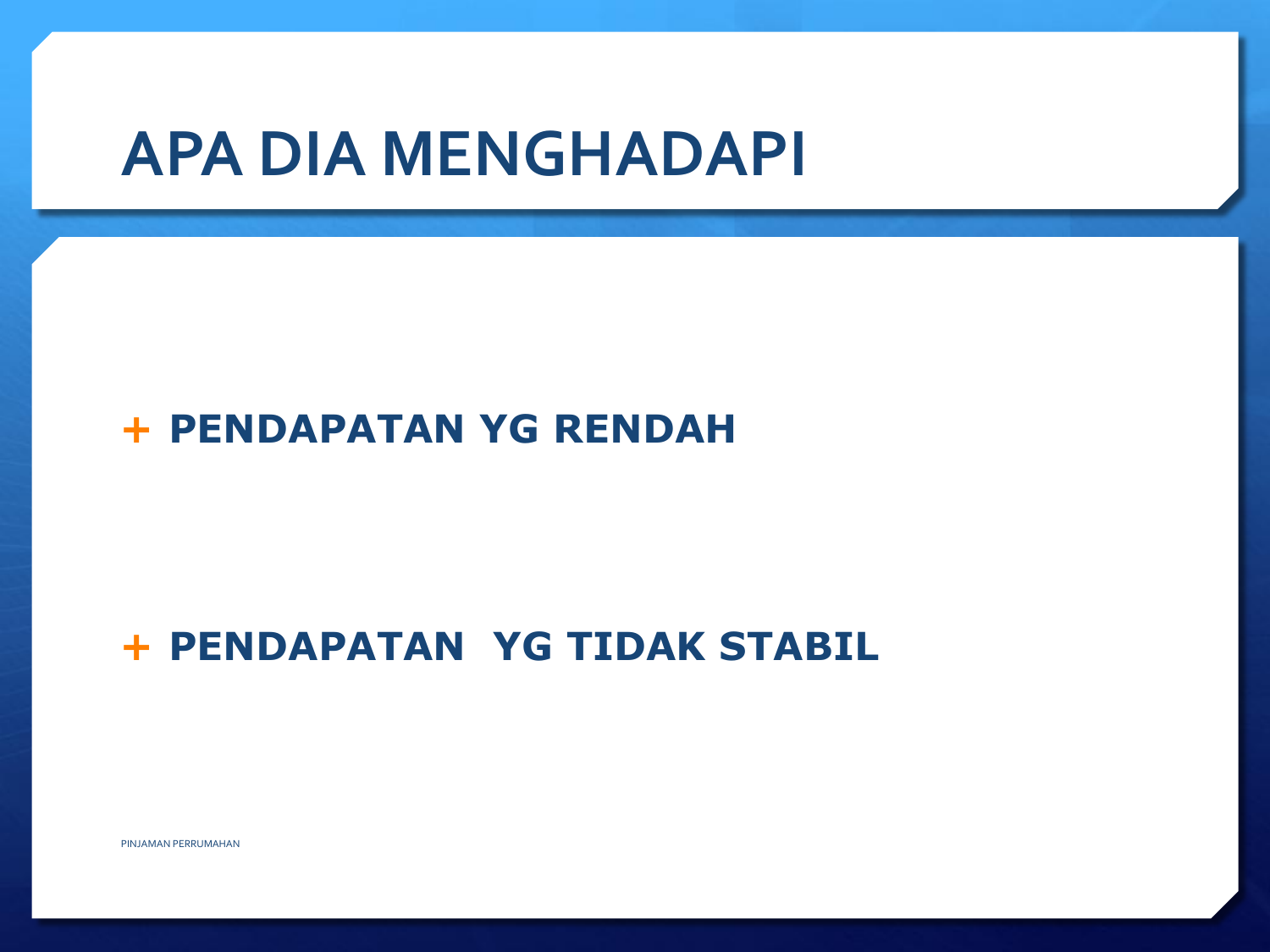# APA DIA MENGHADAPI

- **PENDAPATAN YG RENDAH**

- **PENDAPATAN  YG TIDAK STABIL**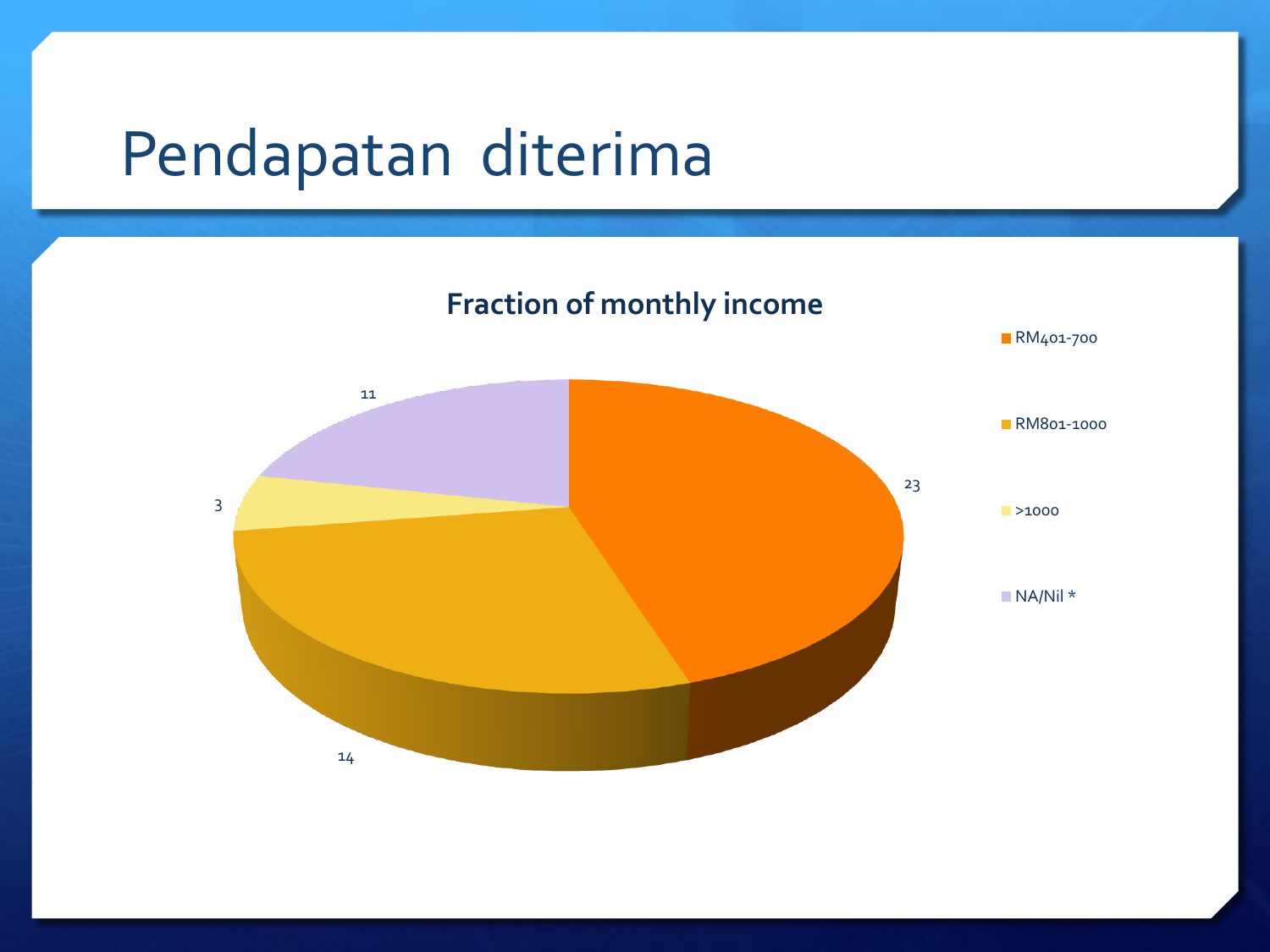# Pendapatan diterima

**Fraction of monthly income**

| Category | Value |
| --- | --- |
| RM401-700 | 23 |
| RM801-1000 | 14 |
| >1000 | 3 |
| NA/Nil * | 11 |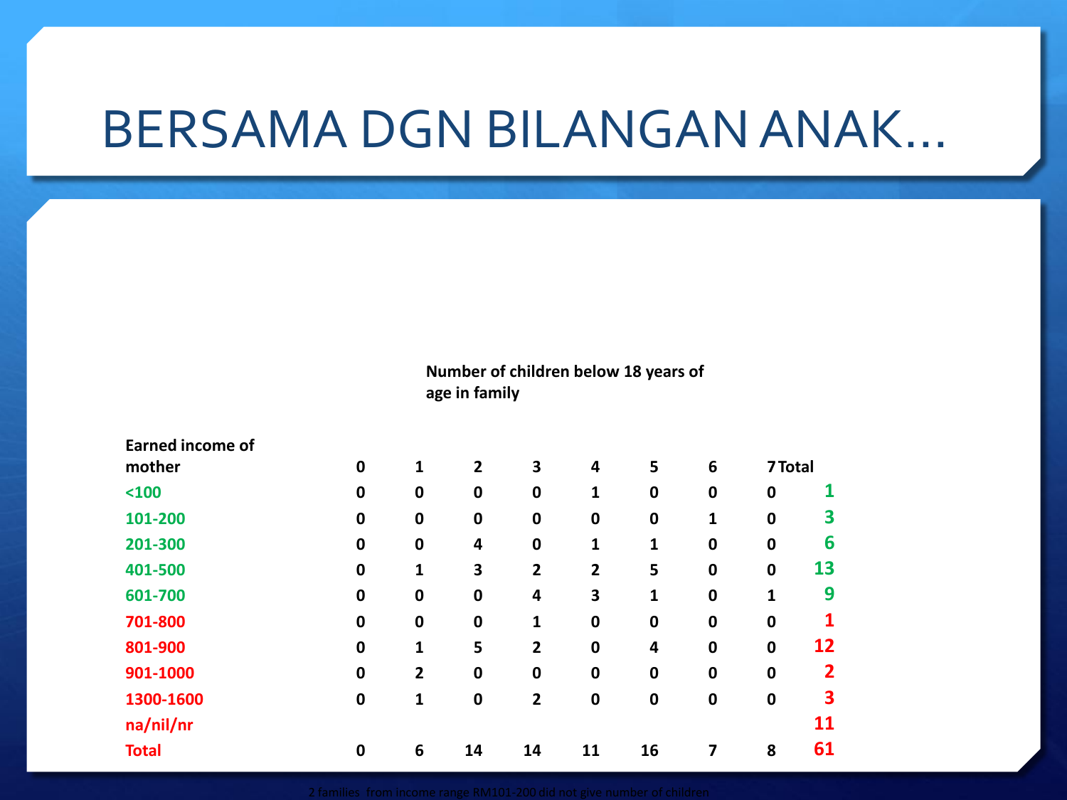# BERSAMA DGN BILANGAN ANAK…

| | Number of children below 18 years of age in family | | | | | | | | |
|---|---|---|---|---|---|---|---|---|---|
| **Earned income of mother** | **0** | **1** | **2** | **3** | **4** | **5** | **6** | **7** | **Total** |
| <100 | 0 | 0 | 0 | 0 | 1 | 0 | 0 | 0 | 1 |
| 101-200 | 0 | 0 | 0 | 0 | 0 | 0 | 1 | 0 | 3 |
| 201-300 | 0 | 0 | 4 | 0 | 1 | 1 | 0 | 0 | 6 |
| 401-500 | 0 | 1 | 3 | 2 | 2 | 5 | 0 | 0 | 13 |
| 601-700 | 0 | 0 | 0 | 4 | 3 | 1 | 0 | 1 | 9 |
| 701-800 | 0 | 0 | 0 | 1 | 0 | 0 | 0 | 0 | 1 |
| 801-900 | 0 | 1 | 5 | 2 | 0 | 4 | 0 | 0 | 12 |
| 901-1000 | 0 | 2 | 0 | 0 | 0 | 0 | 0 | 0 | 2 |
| 1300-1600 | 0 | 1 | 0 | 2 | 0 | 0 | 0 | 0 | 3 |
| na/nil/nr | | | | | | | | | 11 |
| **Total** | 0 | 6 | 14 | 14 | 11 | 16 | 7 | 8 | 61 |

2 families from income range RM101-200 did not give number of children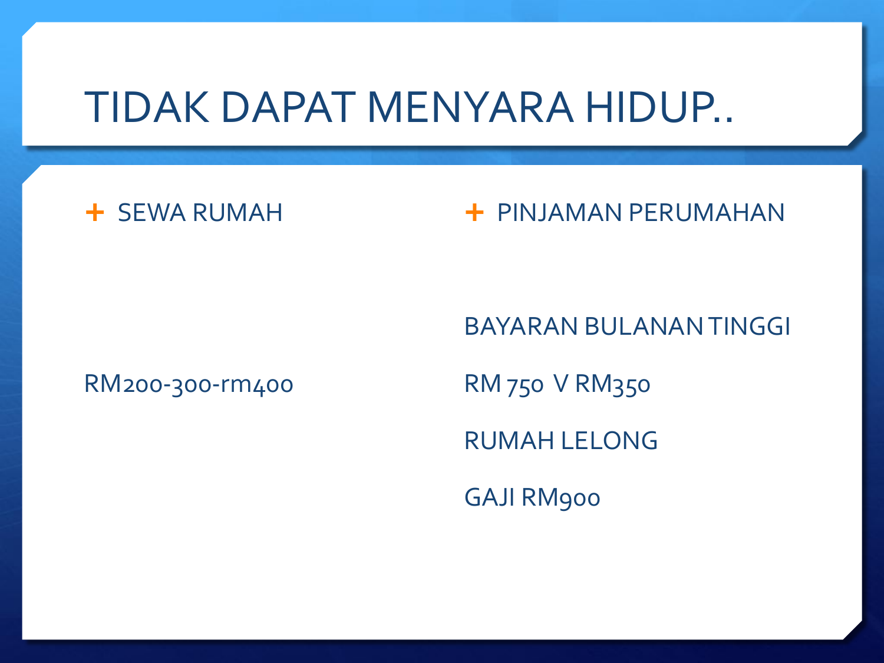# TIDAK DAPAT MENYARA HIDUP..

- SEWA RUMAH

RM200-300-rm400

- PINJAMAN PERUMAHAN

BAYARAN BULANAN TINGGI

RM 750 V RM350

RUMAH LELONG

GAJI RM900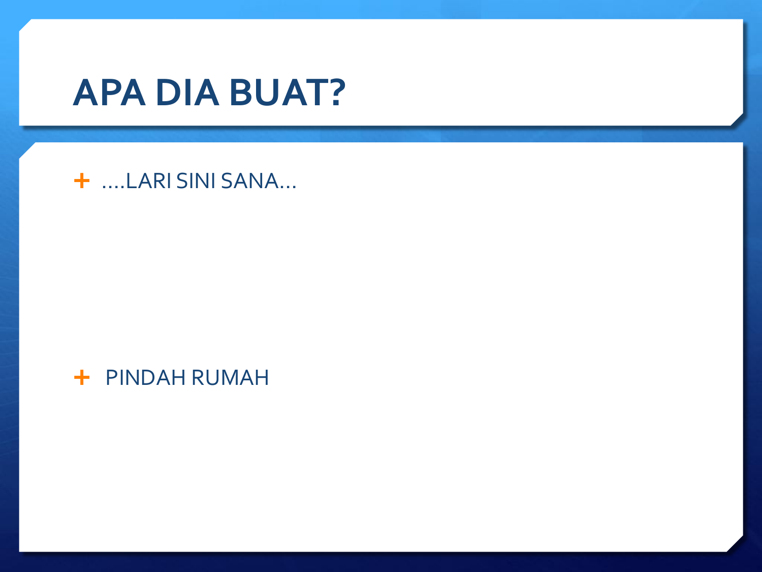# APA DIA BUAT?

- ....LARI SINI SANA...

- PINDAH RUMAH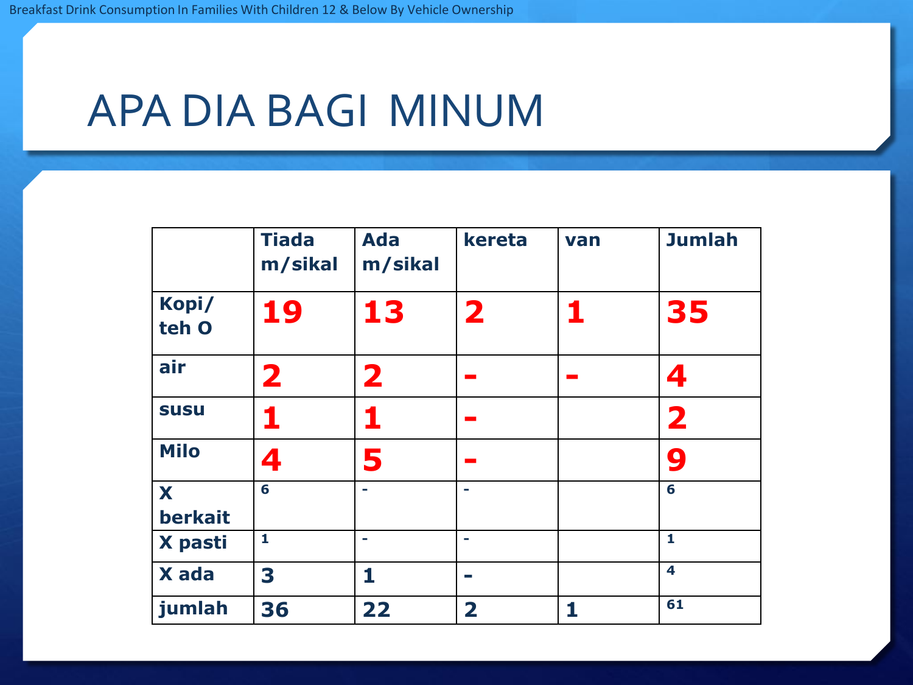Breakfast Drink Consumption In Families With Children 12 & Below By Vehicle Ownership

# APA DIA BAGI MINUM

| | Tiada m/sikal | Ada m/sikal | kereta | van | Jumlah |
|---|---|---|---|---|---|
| Kopi/ teh O | 19 | 13 | 2 | 1 | 35 |
| air | 2 | 2 | - | - | 4 |
| susu | 1 | 1 | - | | 2 |
| Milo | 4 | 5 | - | | 9 |
| X berkait | 6 | - | - | | 6 |
| X pasti | 1 | - | - | | 1 |
| X ada | 3 | 1 | - | | 4 |
| jumlah | 36 | 22 | 2 | 1 | 61 |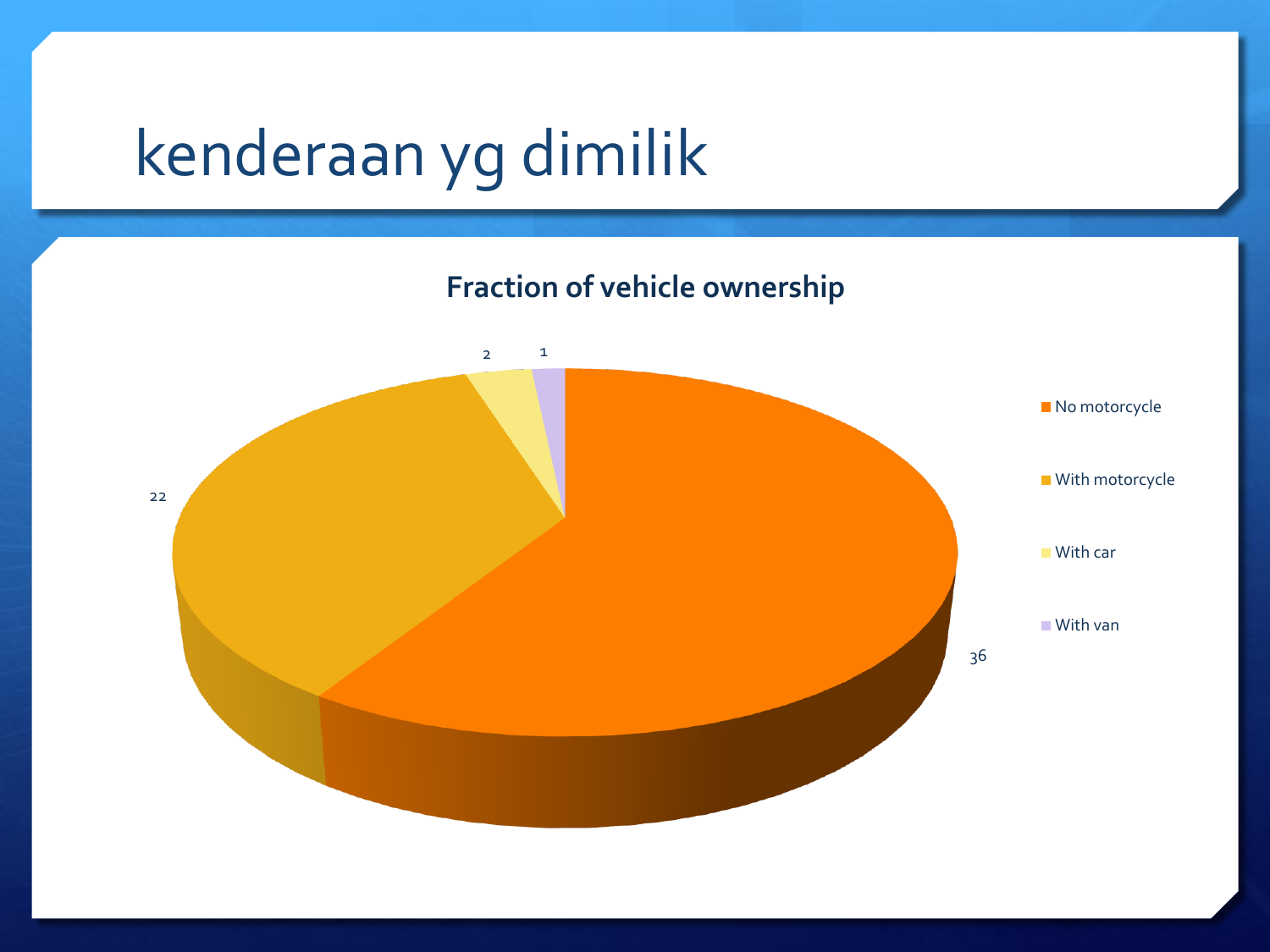# kenderaan yg dimilik

**Fraction of vehicle ownership**

| Category | Value |
|---|---|
| No motorcycle | 36 |
| With motorcycle | 22 |
| With car | 2 |
| With van | 1 |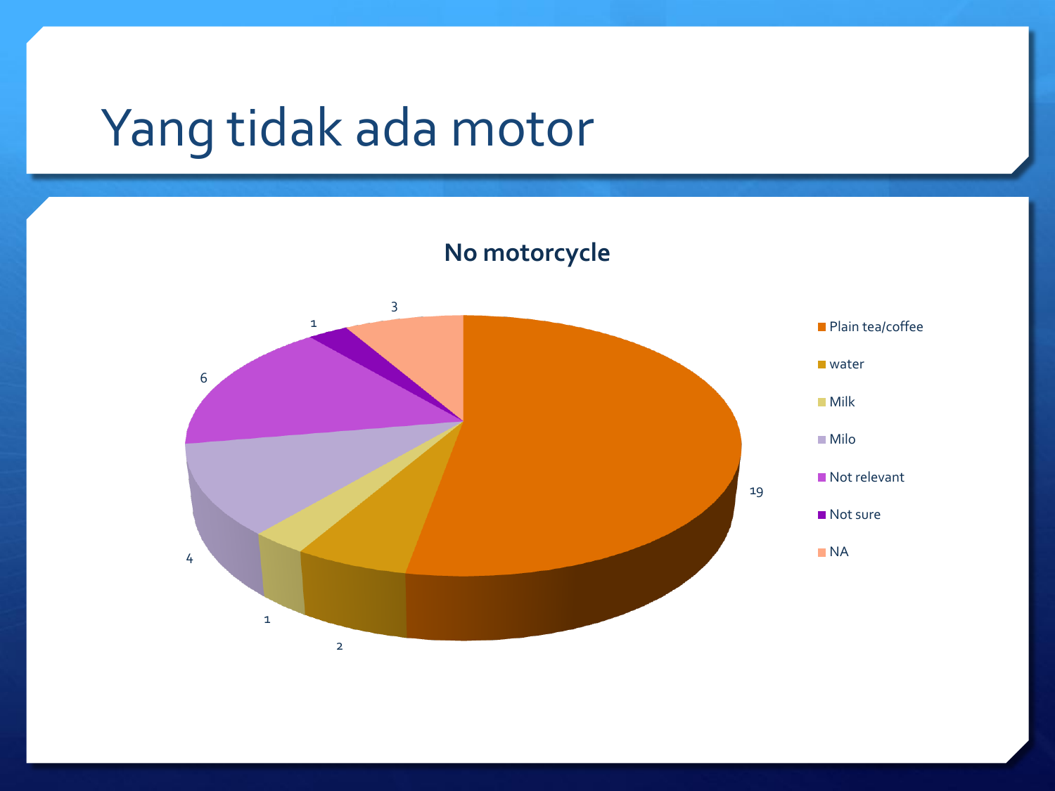# Yang tidak ada motor

**No motorcycle**

| Category | Value |
| --- | --- |
| Plain tea/coffee | 19 |
| water | 2 |
| Milk | 1 |
| Milo | 4 |
| Not relevant | 6 |
| Not sure | 1 |
| NA | 3 |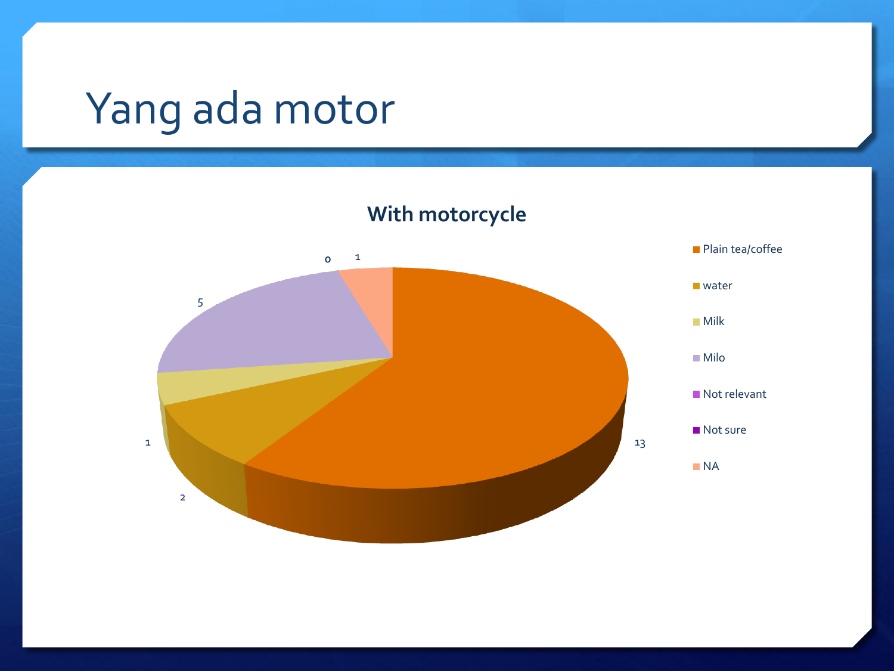# Yang ada motor

**With motorcycle**

| Category | Value |
| --- | --- |
| Plain tea/coffee | 13 |
| water | 2 |
| Milk | 1 |
| Milo | 5 |
| Not relevant | 0 |
| Not sure | 0 |
| NA | 1 |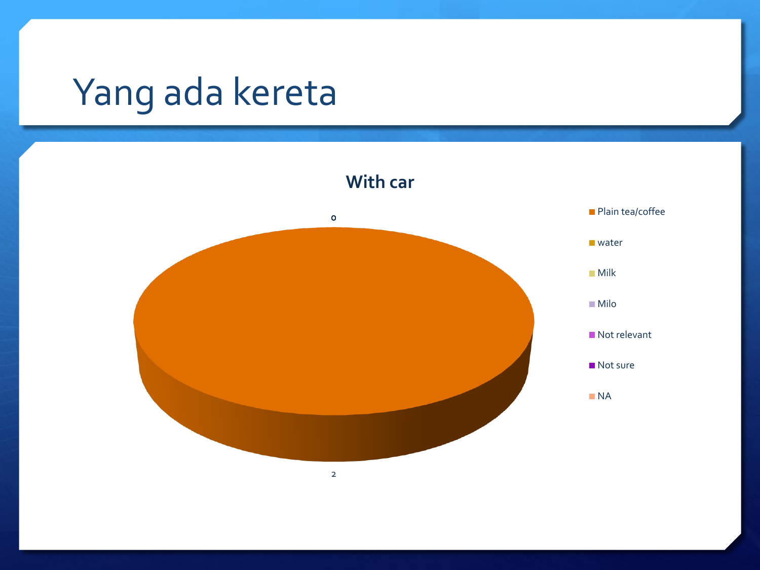# Yang ada kereta

**With car**

0

2

- Plain tea/coffee
- water
- Milk
- Milo
- Not relevant
- Not sure
- NA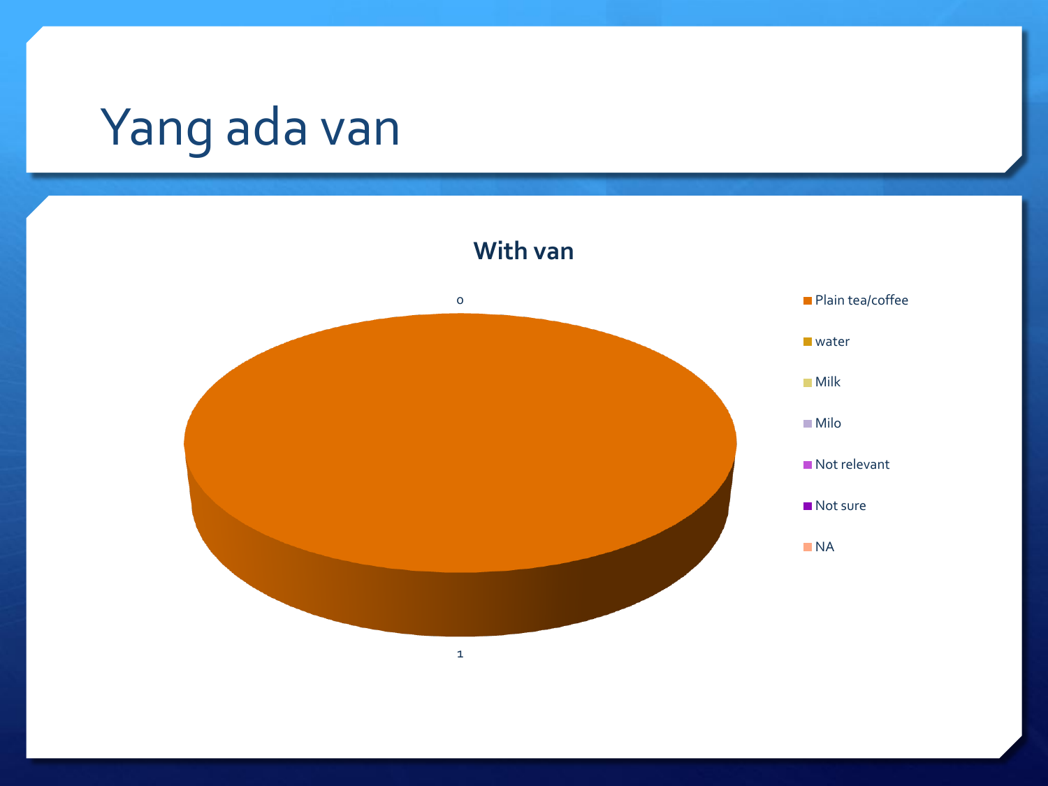# Yang ada van

**With van**

0

1

- Plain tea/coffee
- water
- Milk
- Milo
- Not relevant
- Not sure
- NA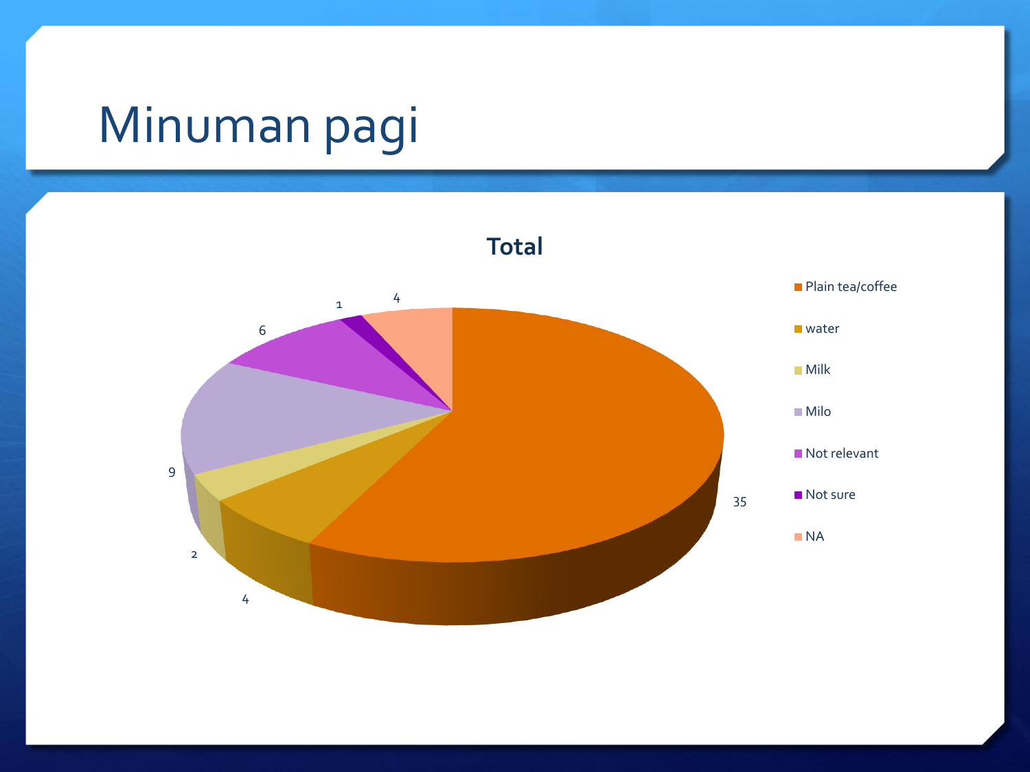# Minuman pagi

**Total**

| Category | Value |
|---|---|
| Plain tea/coffee | 35 |
| water | 4 |
| Milk | 2 |
| Milo | 9 |
| Not relevant | 6 |
| Not sure | 1 |
| NA | 4 |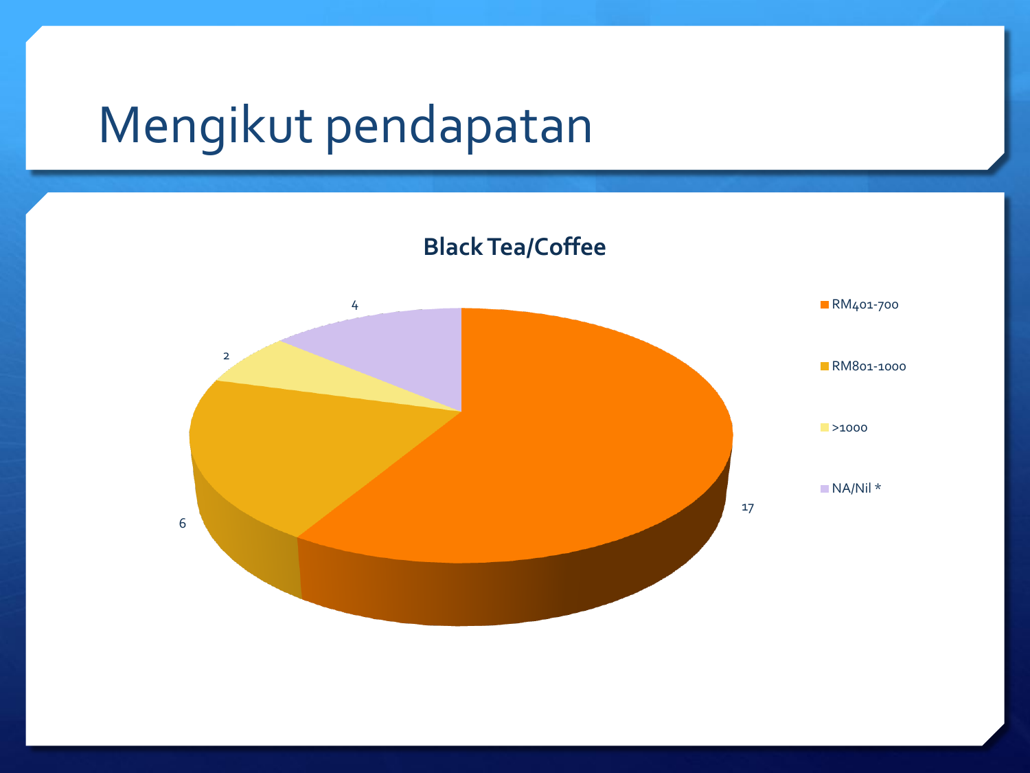# Mengikut pendapatan

**Black Tea/Coffee**

| Pendapatan | Bilangan |
|---|---|
| RM401-700 | 17 |
| RM801-1000 | 6 |
| >1000 | 2 |
| NA/Nil * | 4 |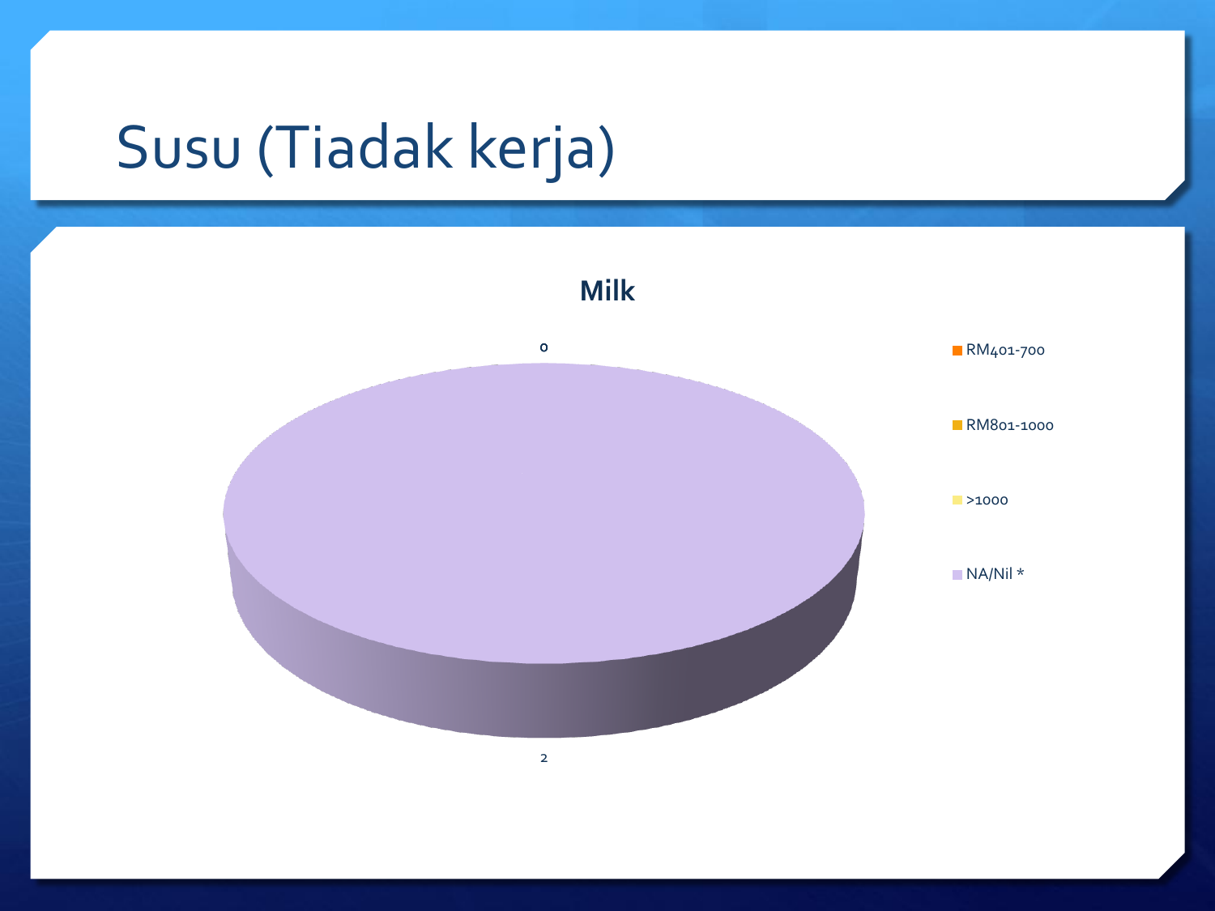# Susu (Tiadak kerja)

**Milk**

0

2

- RM401-700
- RM801-1000
- >1000
- NA/Nil *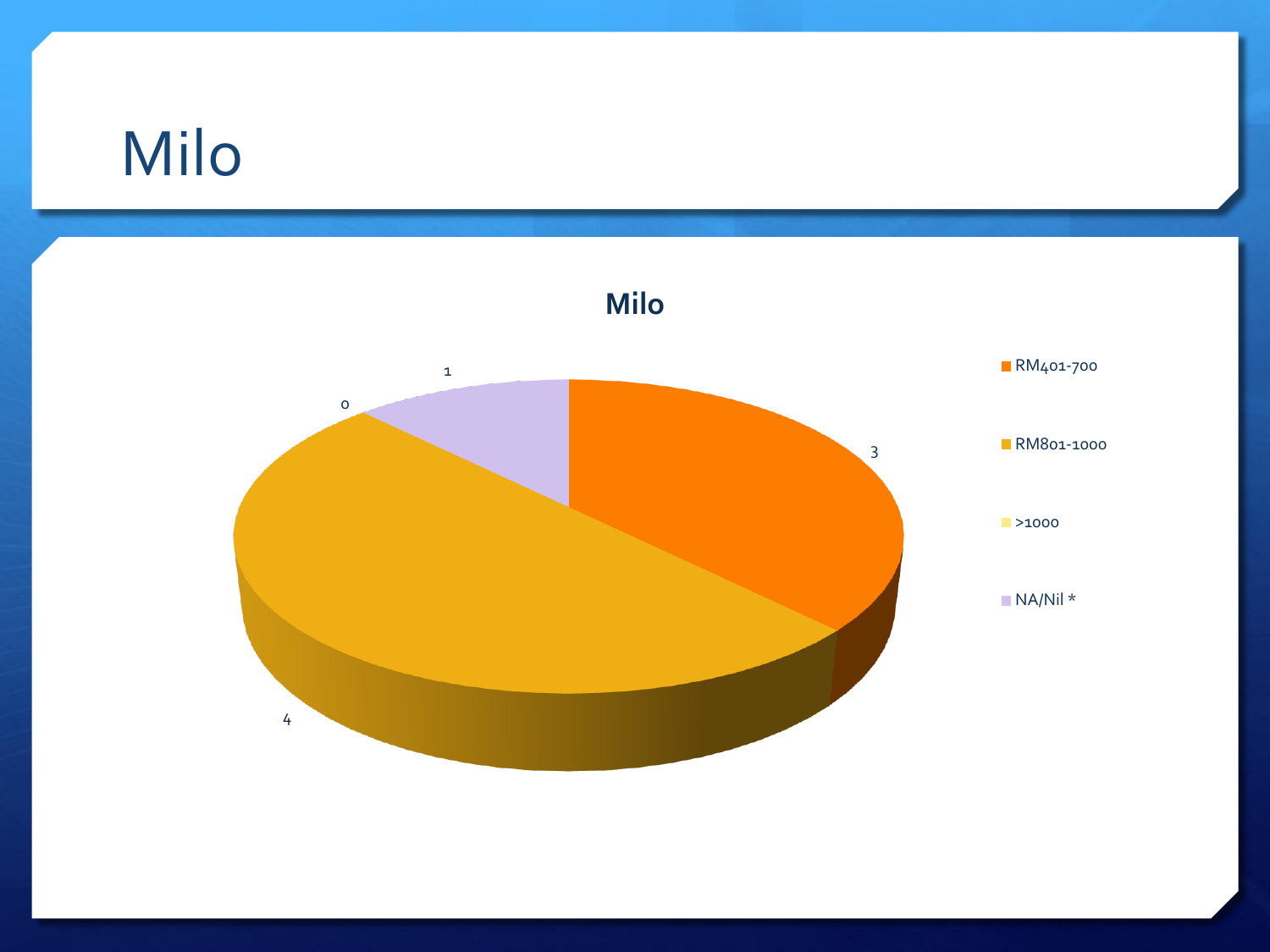# Milo

**Milo**

| Category | Value |
|---|---|
| RM401-700 | 3 |
| RM801-1000 | 4 |
| >1000 | 0 |
| NA/Nil * | 1 |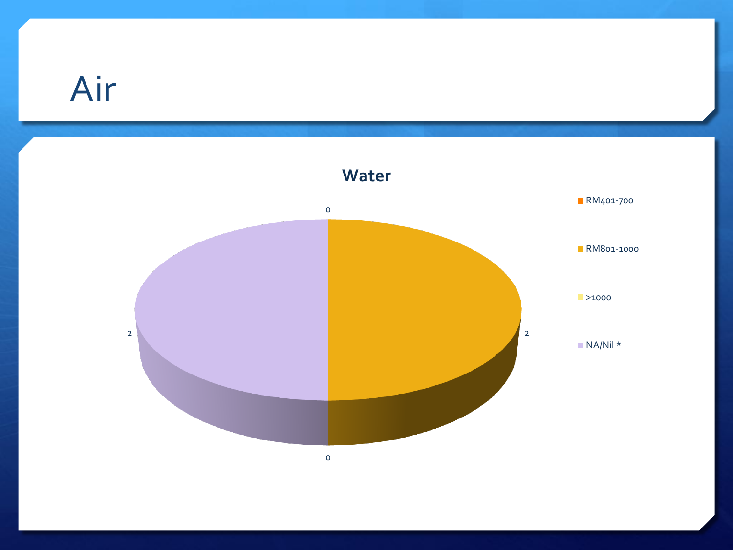# Air

**Water**

| Category | Value |
|---|---|
| RM401-700 | 0 |
| RM801-1000 | 2 |
| >1000 | 0 |
| NA/Nil * | 2 |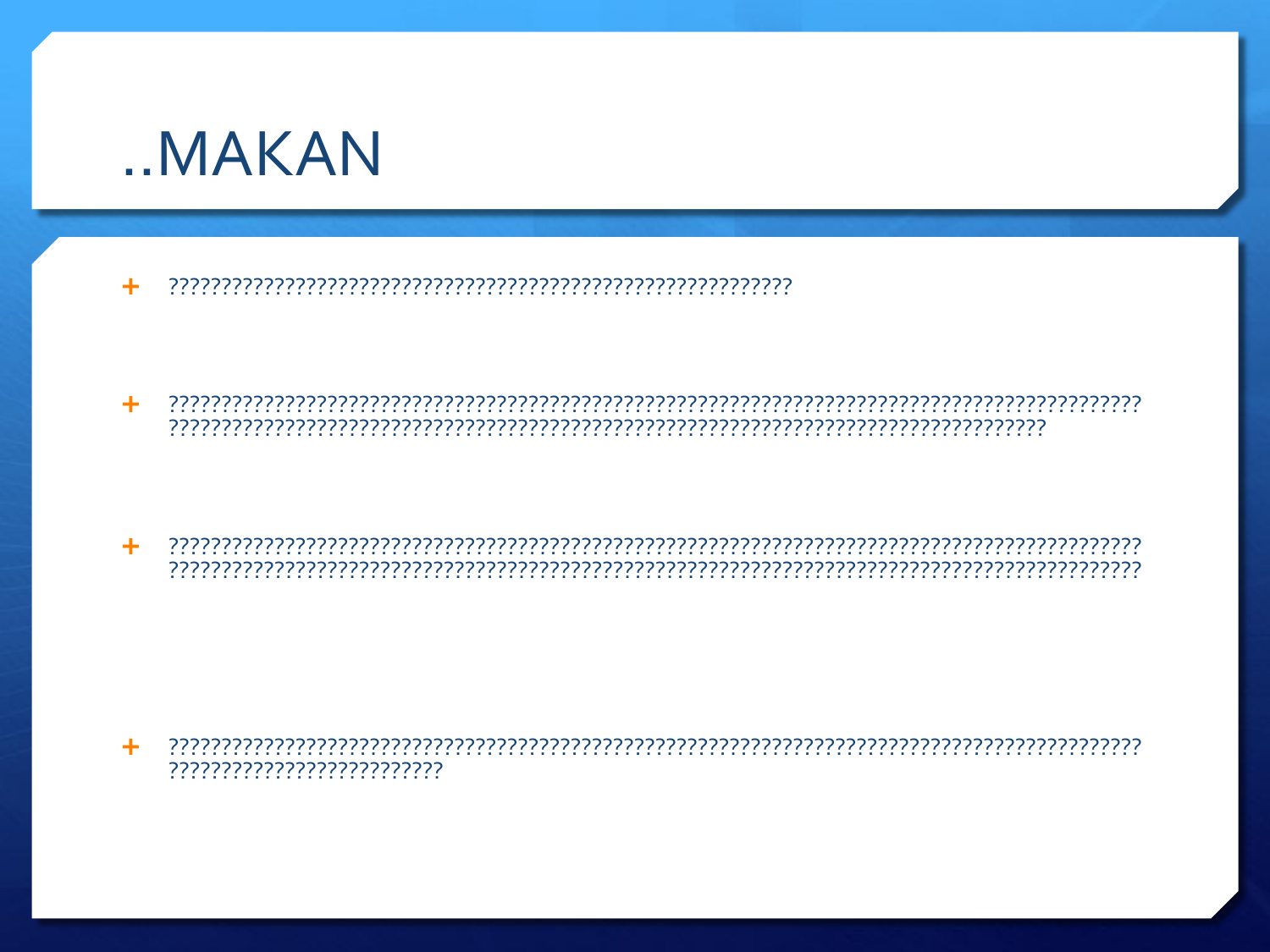# ..MAKAN

- ??????????????????????????????????????????????????????????????????

- ????????????????????????????????????????????????????????????????????????????????????????????????????????????????????????????????????????????????????????????????????????????????????????????????

- ??????????????????????????????????????????????????????????????????????????????????????????????????????????????????????????????????????????????????????????????????????????????????????????????????????????????????

- ???????????????????????????????????????????????????????????????????????????????????????????????????????????????????????????????????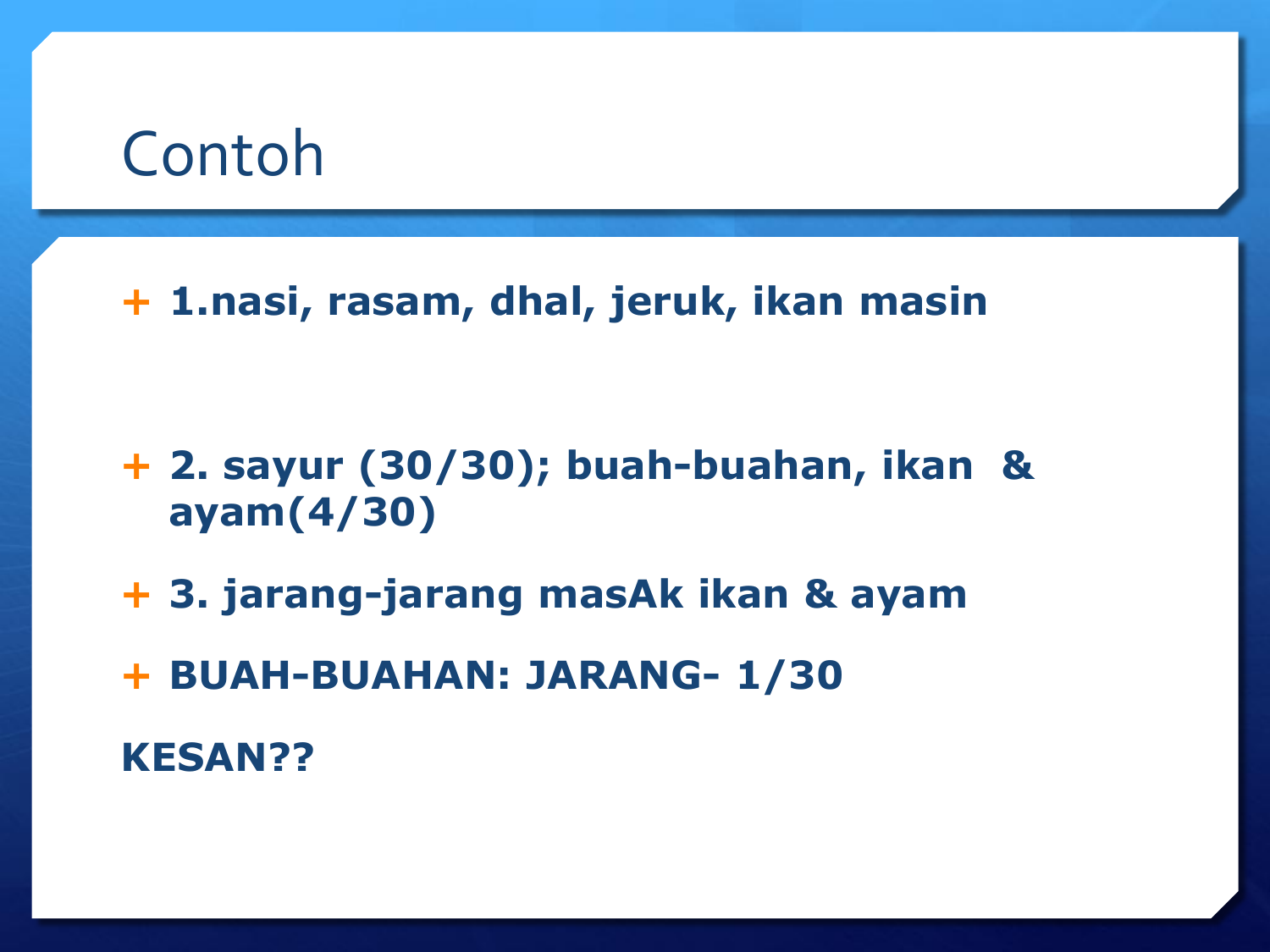# Contoh

- **1.nasi, rasam, dhal, jeruk, ikan masin**
- **2. sayur (30/30); buah-buahan, ikan & ayam(4/30)**
- **3. jarang-jarang masAk ikan & ayam**
- **BUAH-BUAHAN: JARANG- 1/30**

**KESAN??**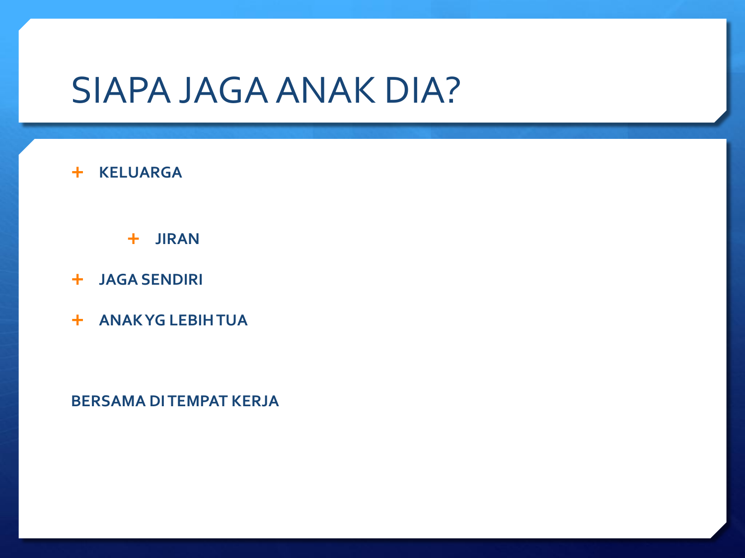# SIAPA JAGA ANAK DIA?

- **KELUARGA**
    - **JIRAN**
- **JAGA SENDIRI**
- **ANAK YG LEBIH TUA**

**BERSAMA DI TEMPAT KERJA**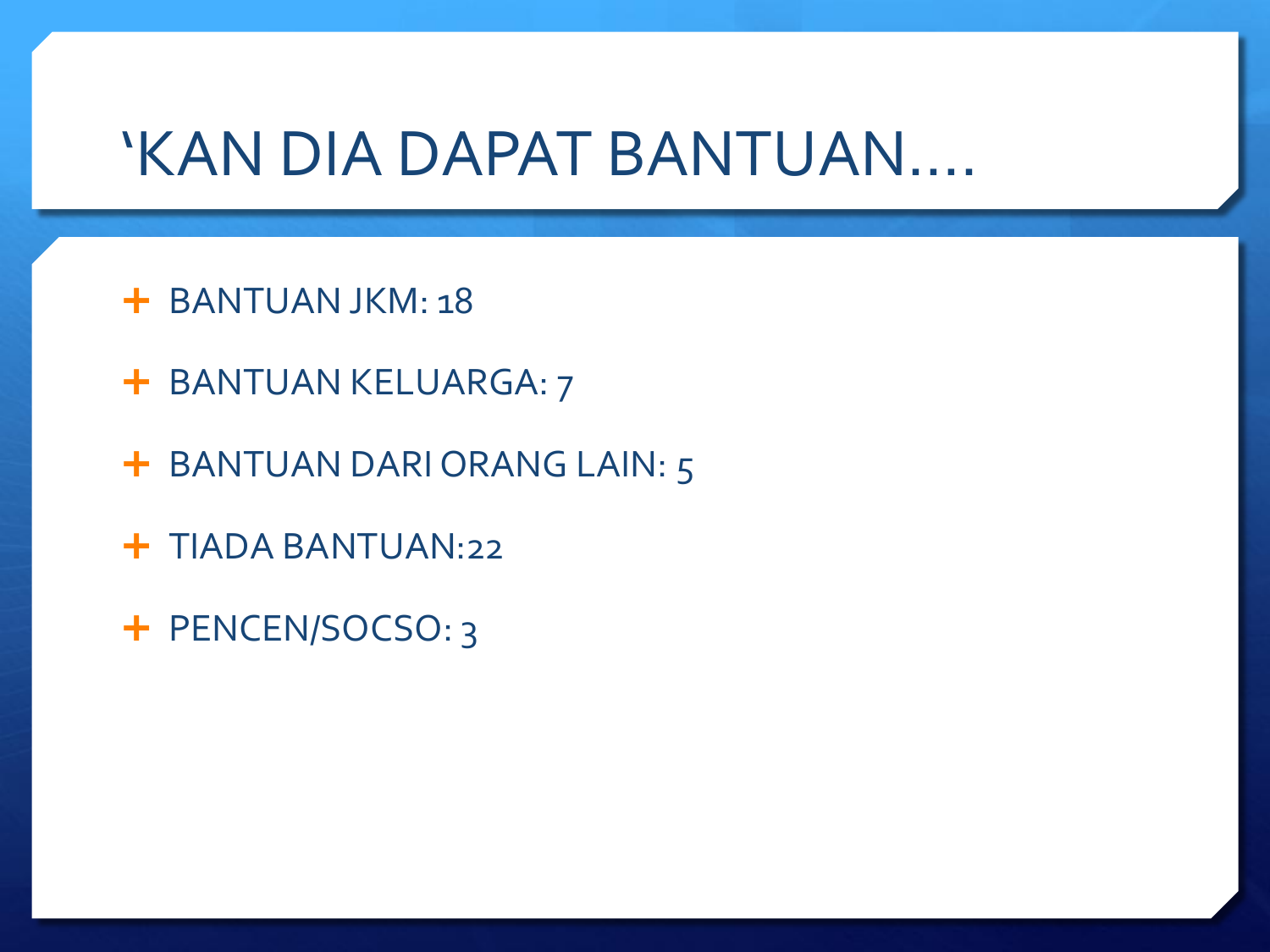# ‘KAN DIA DAPAT BANTUAN....

- BANTUAN JKM: 18
- BANTUAN KELUARGA: 7
- BANTUAN DARI ORANG LAIN: 5
- TIADA BANTUAN:22
- PENCEN/SOCSO: 3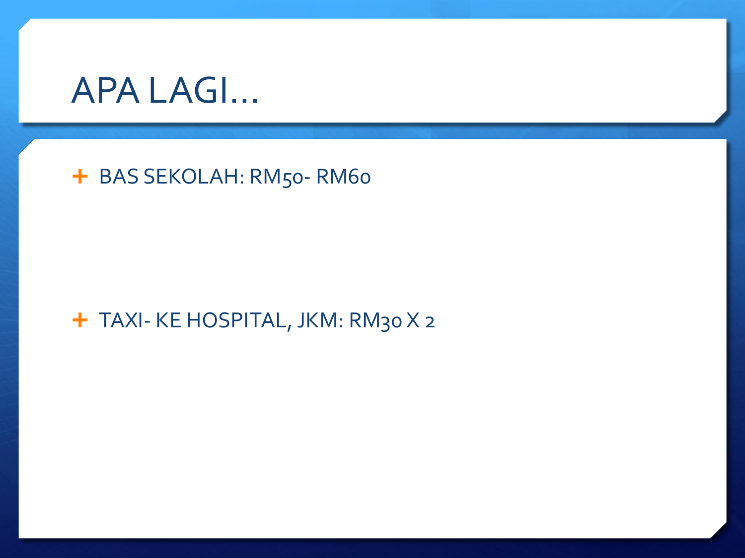# APA LAGI…

- BAS SEKOLAH: RM50- RM60

- TAXI- KE HOSPITAL, JKM: RM30 X 2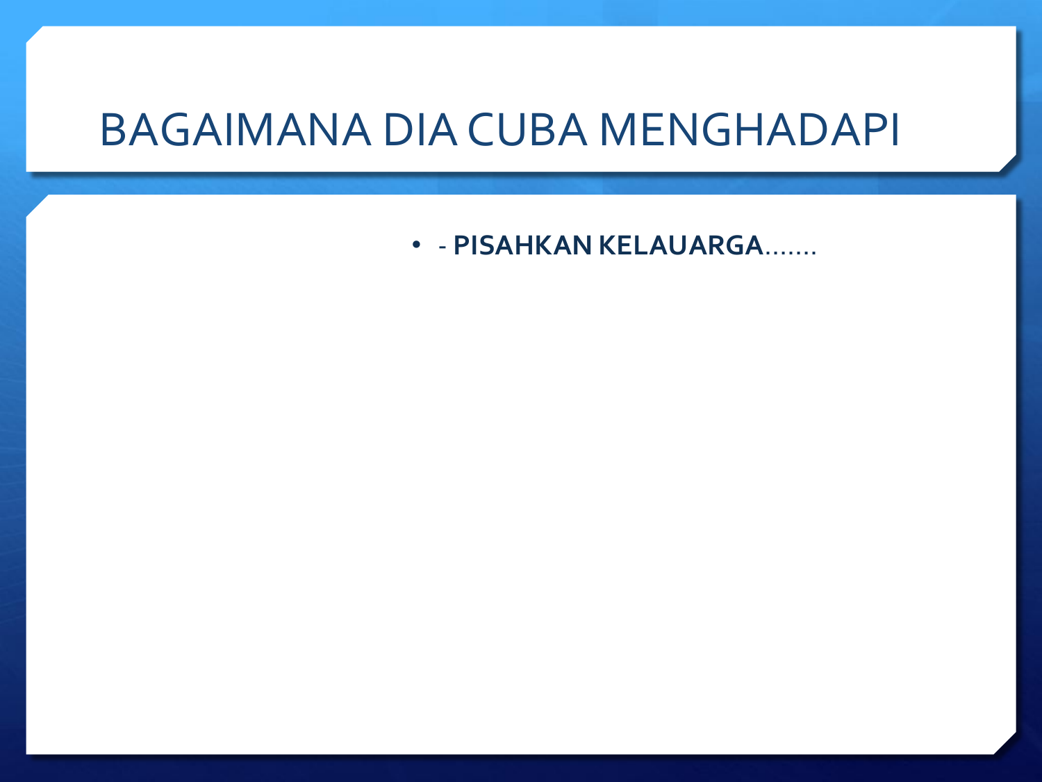# BAGAIMANA DIA CUBA MENGHADAPI

- - **PISAHKAN KELAUARGA**…….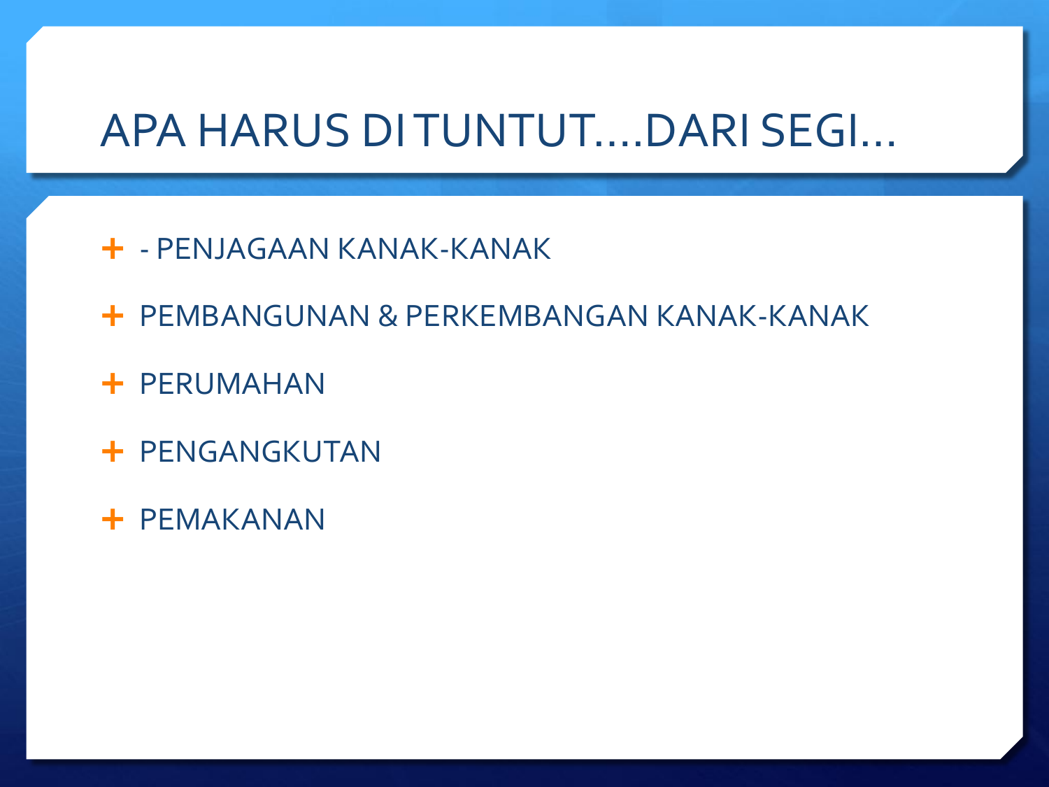# APA HARUS DI TUNTUT....DARI SEGI...

- - PENJAGAAN KANAK-KANAK
- PEMBANGUNAN & PERKEMBANGAN KANAK-KANAK
- PERUMAHAN
- PENGANGKUTAN
- PEMAKANAN